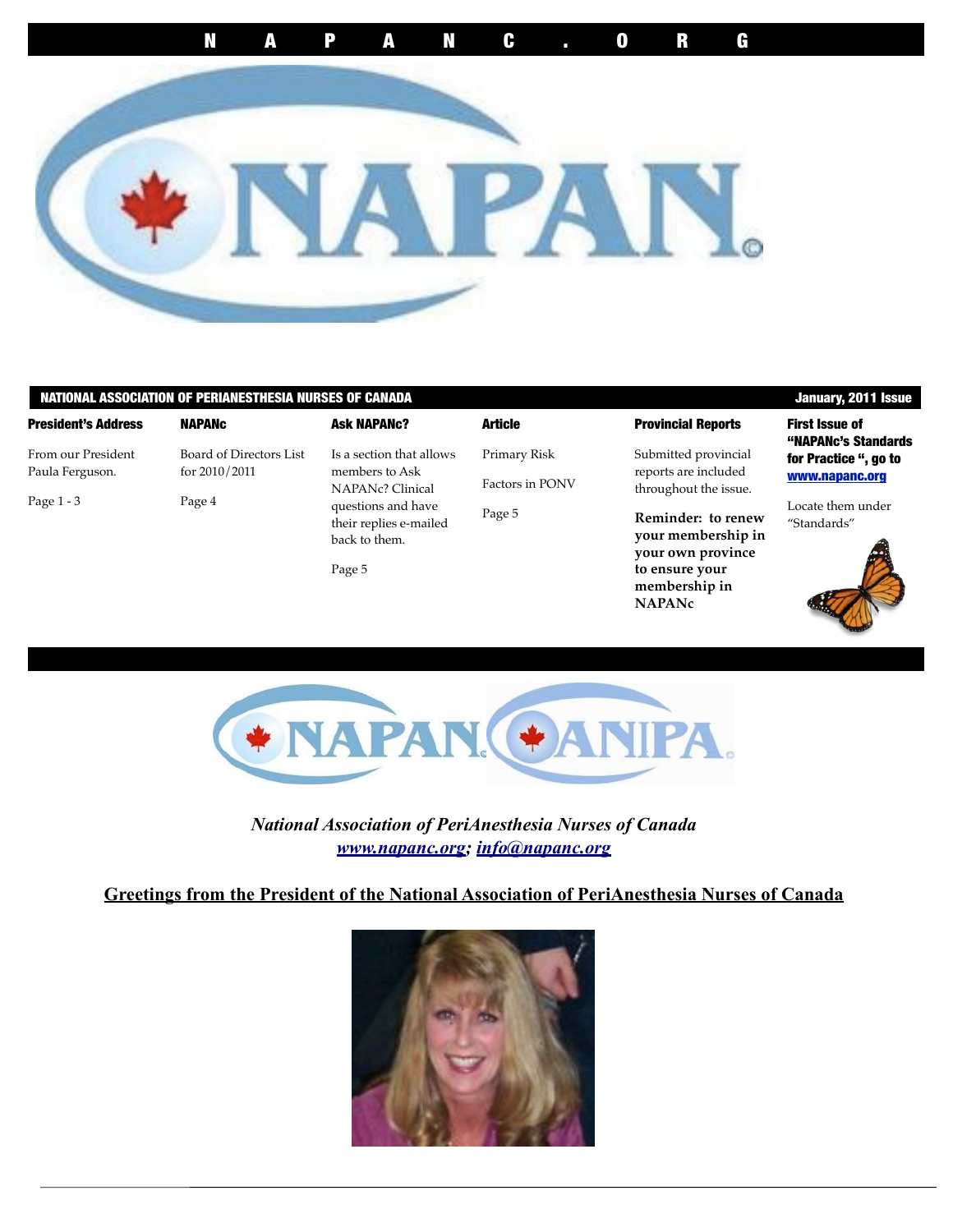N A P A N C . O R G

NAPAN

**NATIONAL ASSOCIATION OF PERIANESTHESIA NURSES OF CANADA** — **January, 2011 Issue**

**President's Address**

From our President Paula Ferguson.

Page 1 - 3

**NAPANc**

Board of Directors List for 2010/2011

Page 4

**Ask NAPANc?**

Is a section that allows members to Ask NAPANc? Clinical questions and have their replies e-mailed back to them.

Page 5

**Article**

Primary Risk

Factors in PONV

Page 5

**Provincial Reports**

Submitted provincial reports are included throughout the issue.

**Reminder: to renew your membership in your own province to ensure your membership in NAPANc**

**First Issue of "NAPANc's Standards for Practice ", go to [www.napanc.org](www.napanc.org)**

Locate them under "Standards"

NAPAN ANIPA

*National Association of PeriAnesthesia Nurses of Canada*

*[www.napanc.org](www.napanc.org); [info@napanc.org](mailto:info@napanc.org)*

## Greetings from the President of the National Association of PeriAnesthesia Nurses of Canada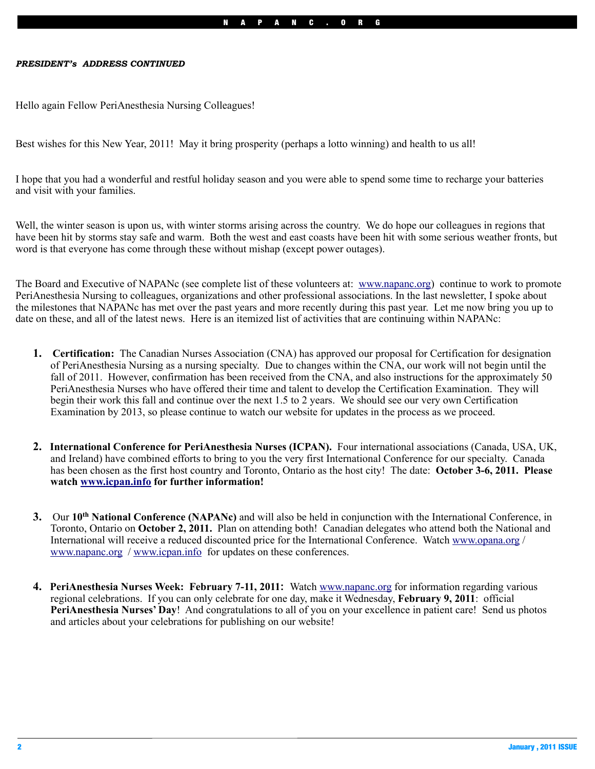***PRESIDENT's ADDRESS CONTINUED***

Hello again Fellow PeriAnesthesia Nursing Colleagues!

Best wishes for this New Year, 2011! May it bring prosperity (perhaps a lotto winning) and health to us all!

I hope that you had a wonderful and restful holiday season and you were able to spend some time to recharge your batteries and visit with your families.

Well, the winter season is upon us, with winter storms arising across the country. We do hope our colleagues in regions that have been hit by storms stay safe and warm. Both the west and east coasts have been hit with some serious weather fronts, but word is that everyone has come through these without mishap (except power outages).

The Board and Executive of NAPANc (see complete list of these volunteers at: www.napanc.org) continue to work to promote PeriAnesthesia Nursing to colleagues, organizations and other professional associations. In the last newsletter, I spoke about the milestones that NAPANc has met over the past years and more recently during this past year. Let me now bring you up to date on these, and all of the latest news. Here is an itemized list of activities that are continuing within NAPANc:

1. **Certification:** The Canadian Nurses Association (CNA) has approved our proposal for Certification for designation of PeriAnesthesia Nursing as a nursing specialty. Due to changes within the CNA, our work will not begin until the fall of 2011. However, confirmation has been received from the CNA, and also instructions for the approximately 50 PeriAnesthesia Nurses who have offered their time and talent to develop the Certification Examination. They will begin their work this fall and continue over the next 1.5 to 2 years. We should see our very own Certification Examination by 2013, so please continue to watch our website for updates in the process as we proceed.

2. **International Conference for PeriAnesthesia Nurses (ICPAN).** Four international associations (Canada, USA, UK, and Ireland) have combined efforts to bring to you the very first International Conference for our specialty. Canada has been chosen as the first host country and Toronto, Ontario as the host city! The date: **October 3-6, 2011. Please watch www.icpan.info for further information!**

3. Our **10th National Conference (NAPANc)** and will also be held in conjunction with the International Conference, in Toronto, Ontario on **October 2, 2011.** Plan on attending both! Canadian delegates who attend both the National and International will receive a reduced discounted price for the International Conference. Watch www.opana.org / www.napanc.org / www.icpan.info for updates on these conferences.

4. **PeriAnesthesia Nurses Week: February 7-11, 2011:** Watch www.napanc.org for information regarding various regional celebrations. If you can only celebrate for one day, make it Wednesday, **February 9, 2011**: official **PeriAnesthesia Nurses' Day**! And congratulations to all of you on your excellence in patient care! Send us photos and articles about your celebrations for publishing on our website!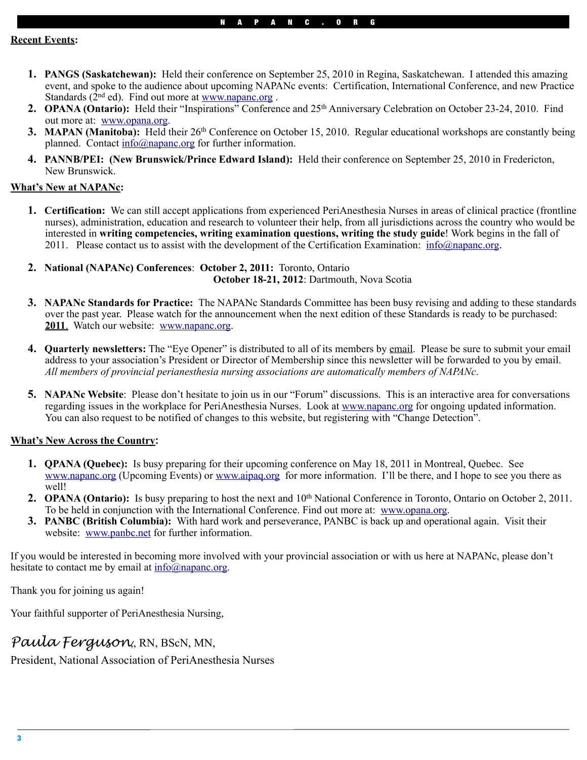**Recent Events:**

1. **PANGS (Saskatchewan):** Held their conference on September 25, 2010 in Regina, Saskatchewan. I attended this amazing event, and spoke to the audience about upcoming NAPANc events: Certification, International Conference, and new Practice Standards (2nd ed). Find out more at www.napanc.org .
2. **OPANA (Ontario):** Held their "Inspirations" Conference and 25th Anniversary Celebration on October 23-24, 2010. Find out more at: www.opana.org.
3. **MAPAN (Manitoba):** Held their 26th Conference on October 15, 2010. Regular educational workshops are constantly being planned. Contact info@napanc.org for further information.
4. **PANNB/PEI: (New Brunswick/Prince Edward Island):** Held their conference on September 25, 2010 in Fredericton, New Brunswick.

**What's New at NAPANc:**

1. **Certification:** We can still accept applications from experienced PeriAnesthesia Nurses in areas of clinical practice (frontline nurses), administration, education and research to volunteer their help, from all jurisdictions across the country who would be interested in **writing competencies, writing examination questions, writing the study guide**! Work begins in the fall of 2011. Please contact us to assist with the development of the Certification Examination: info@napanc.org.

2. **National (NAPANc) Conferences**: **October 2, 2011:** Toronto, Ontario
   **October 18-21, 2012**: Dartmouth, Nova Scotia

3. **NAPANc Standards for Practice:** The NAPANc Standards Committee has been busy revising and adding to these standards over the past year. Please watch for the announcement when the next edition of these Standards is ready to be purchased: **2011**. Watch our website: www.napanc.org.

4. **Quarterly newsletters:** The "Eye Opener" is distributed to all of its members by email. Please be sure to submit your email address to your association's President or Director of Membership since this newsletter will be forwarded to you by email. *All members of provincial perianesthesia nursing associations are automatically members of NAPANc.*

5. **NAPANc Website**: Please don't hesitate to join us in our "Forum" discussions. This is an interactive area for conversations regarding issues in the workplace for PeriAnesthesia Nurses. Look at www.napanc.org for ongoing updated information. You can also request to be notified of changes to this website, but registering with "Change Detection".

**What's New Across the Country:**

1. **QPANA (Quebec):** Is busy preparing for their upcoming conference on May 18, 2011 in Montreal, Quebec. See www.napanc.org (Upcoming Events) or www.aipaq.org for more information. I'll be there, and I hope to see you there as well!
2. **OPANA (Ontario):** Is busy preparing to host the next and 10th National Conference in Toronto, Ontario on October 2, 2011. To be held in conjunction with the International Conference. Find out more at: www.opana.org.
3. **PANBC (British Columbia):** With hard work and perseverance, PANBC is back up and operational again. Visit their website: www.panbc.net for further information.

If you would be interested in becoming more involved with your provincial association or with us here at NAPANc, please don't hesitate to contact me by email at info@napanc.org.

Thank you for joining us again!

Your faithful supporter of PeriAnesthesia Nursing,

*Paula Ferguson*, RN, BScN, MN,

President, National Association of PeriAnesthesia Nurses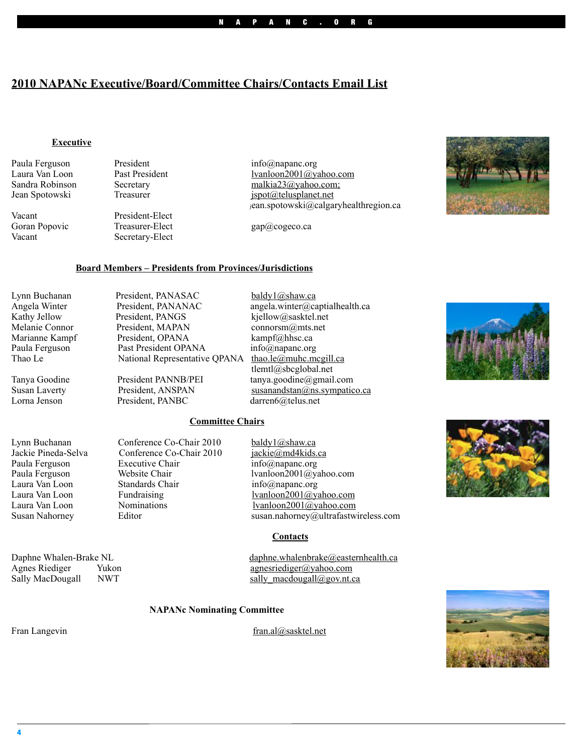# 2010 NAPANc Executive/Board/Committee Chairs/Contacts Email List

## Executive

| Name | Position | Email |
|---|---|---|
| Paula Ferguson | President | info@napanc.org |
| Laura Van Loon | Past President | lvanloon2001@yahoo.com |
| Sandra Robinson | Secretary | malkia23@yahoo.com; |
| Jean Spotowski | Treasurer | jspot@telusplanet.net<br>jean.spotowski@calgaryhealthregion.ca |
| Vacant | President-Elect | |
| Goran Popovic | Treasurer-Elect | gap@cogeco.ca |
| Vacant | Secretary-Elect | |

## Board Members – Presidents from Provinces/Jurisdictions

| Name | Position | Email |
|---|---|---|
| Lynn Buchanan | President, PANASAC | baldy1@shaw.ca |
| Angela Winter | President, PANANAC | angela.winter@captialhealth.ca |
| Kathy Jellow | President, PANGS | kjellow@sasktel.net |
| Melanie Connor | President, MAPAN | connorsm@mts.net |
| Marianne Kampf | President, OPANA | kampf@hhsc.ca |
| Paula Ferguson | Past President OPANA | info@napanc.org |
| Thao Le | National Representative QPANA | thao.le@muhc.mcgill.ca<br>tlemtl@sbcglobal.net |
| Tanya Goodine | President PANNB/PEI | tanya.goodine@gmail.com |
| Susan Laverty | President, ANSPAN | susanandstan@ns.sympatico.ca |
| Lorna Jenson | President, PANBC | darren6@telus.net |

## Committee Chairs

| Name | Position | Email |
|---|---|---|
| Lynn Buchanan | Conference Co-Chair 2010 | baldy1@shaw.ca |
| Jackie Pineda-Selva | Conference Co-Chair 2010 | jackie@md4kids.ca |
| Paula Ferguson | Executive Chair | info@napanc.org |
| Paula Ferguson | Website Chair | lvanloon2001@yahoo.com |
| Laura Van Loon | Standards Chair | info@napanc.org |
| Laura Van Loon | Fundraising | lvanloon2001@yahoo.com |
| Laura Van Loon | Nominations | lvanloon2001@yahoo.com |
| Susan Nahorney | Editor | susan.nahorney@ultrafastwireless.com |

## Contacts

| Name | Jurisdiction | Email |
|---|---|---|
| Daphne Whalen-Brake | NL | daphne.whalenbrake@easternhealth.ca |
| Agnes Riediger | Yukon | agnesriediger@yahoo.com |
| Sally MacDougall | NWT | sally_macdougall@gov.nt.ca |

## NAPANc Nominating Committee

| Name | Email |
|---|---|
| Fran Langevin | fran.al@sasktel.net |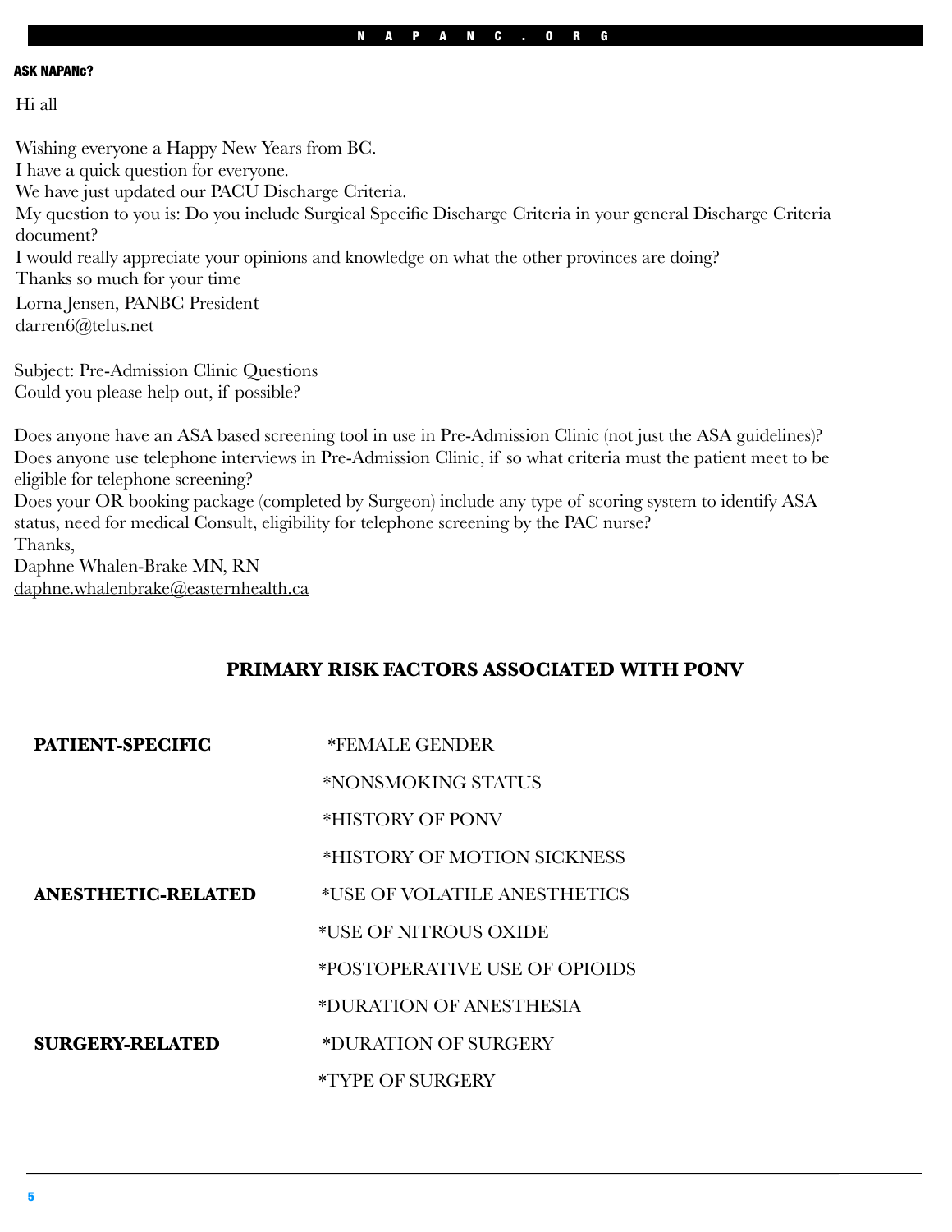**ASK NAPANc?**

Hi all

Wishing everyone a Happy New Years from BC.
I have a quick question for everyone.
We have just updated our PACU Discharge Criteria.
My question to you is: Do you include Surgical Specific Discharge Criteria in your general Discharge Criteria document?
I would really appreciate your opinions and knowledge on what the other provinces are doing?
Thanks so much for your time
Lorna Jensen, PANBC President
darren6@telus.net

Subject: Pre-Admission Clinic Questions
Could you please help out, if possible?

Does anyone have an ASA based screening tool in use in Pre-Admission Clinic (not just the ASA guidelines)?
Does anyone use telephone interviews in Pre-Admission Clinic, if so what criteria must the patient meet to be eligible for telephone screening?
Does your OR booking package (completed by Surgeon) include any type of scoring system to identify ASA status, need for medical Consult, eligibility for telephone screening by the PAC nurse?
Thanks,
Daphne Whalen-Brake MN, RN
daphne.whalenbrake@easternhealth.ca

## PRIMARY RISK FACTORS ASSOCIATED WITH PONV

| | |
|---|---|
| **PATIENT-SPECIFIC** | *FEMALE GENDER |
| | *NONSMOKING STATUS |
| | *HISTORY OF PONV |
| | *HISTORY OF MOTION SICKNESS |
| **ANESTHETIC-RELATED** | *USE OF VOLATILE ANESTHETICS |
| | *USE OF NITROUS OXIDE |
| | *POSTOPERATIVE USE OF OPIOIDS |
| | *DURATION OF ANESTHESIA |
| **SURGERY-RELATED** | *DURATION OF SURGERY |
| | *TYPE OF SURGERY |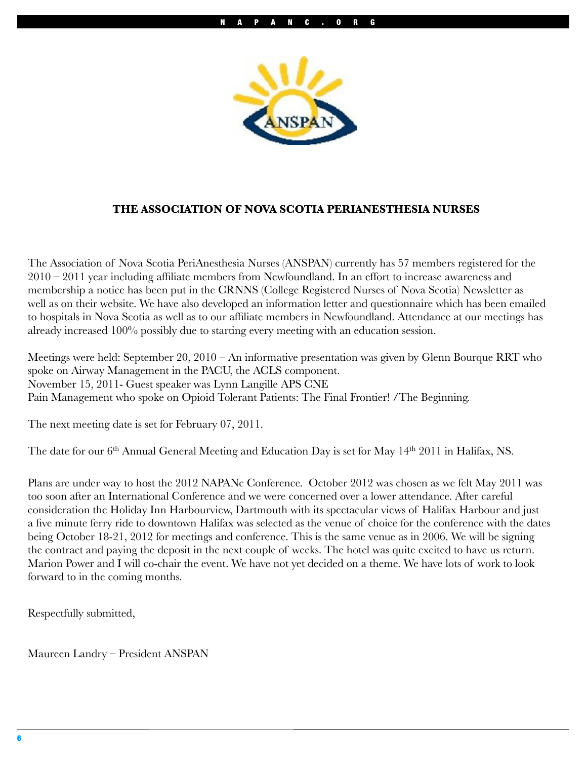## THE ASSOCIATION OF NOVA SCOTIA PERIANESTHESIA NURSES

The Association of Nova Scotia PeriAnesthesia Nurses (ANSPAN) currently has 57 members registered for the 2010 – 2011 year including affiliate members from Newfoundland. In an effort to increase awareness and membership a notice has been put in the CRNNS (College Registered Nurses of Nova Scotia) Newsletter as well as on their website. We have also developed an information letter and questionnaire which has been emailed to hospitals in Nova Scotia as well as to our affiliate members in Newfoundland. Attendance at our meetings has already increased 100% possibly due to starting every meeting with an education session.

Meetings were held: September 20, 2010 – An informative presentation was given by Glenn Bourque RRT who spoke on Airway Management in the PACU, the ACLS component.
November 15, 2011- Guest speaker was Lynn Langille APS CNE
Pain Management who spoke on Opioid Tolerant Patients: The Final Frontier! /The Beginning.

The next meeting date is set for February 07, 2011.

The date for our 6th Annual General Meeting and Education Day is set for May 14th 2011 in Halifax, NS.

Plans are under way to host the 2012 NAPANc Conference. October 2012 was chosen as we felt May 2011 was too soon after an International Conference and we were concerned over a lower attendance. After careful consideration the Holiday Inn Harbourview, Dartmouth with its spectacular views of Halifax Harbour and just a five minute ferry ride to downtown Halifax was selected as the venue of choice for the conference with the dates being October 18-21, 2012 for meetings and conference. This is the same venue as in 2006. We will be signing the contract and paying the deposit in the next couple of weeks. The hotel was quite excited to have us return. Marion Power and I will co-chair the event. We have not yet decided on a theme. We have lots of work to look forward to in the coming months.

Respectfully submitted,

Maureen Landry – President ANSPAN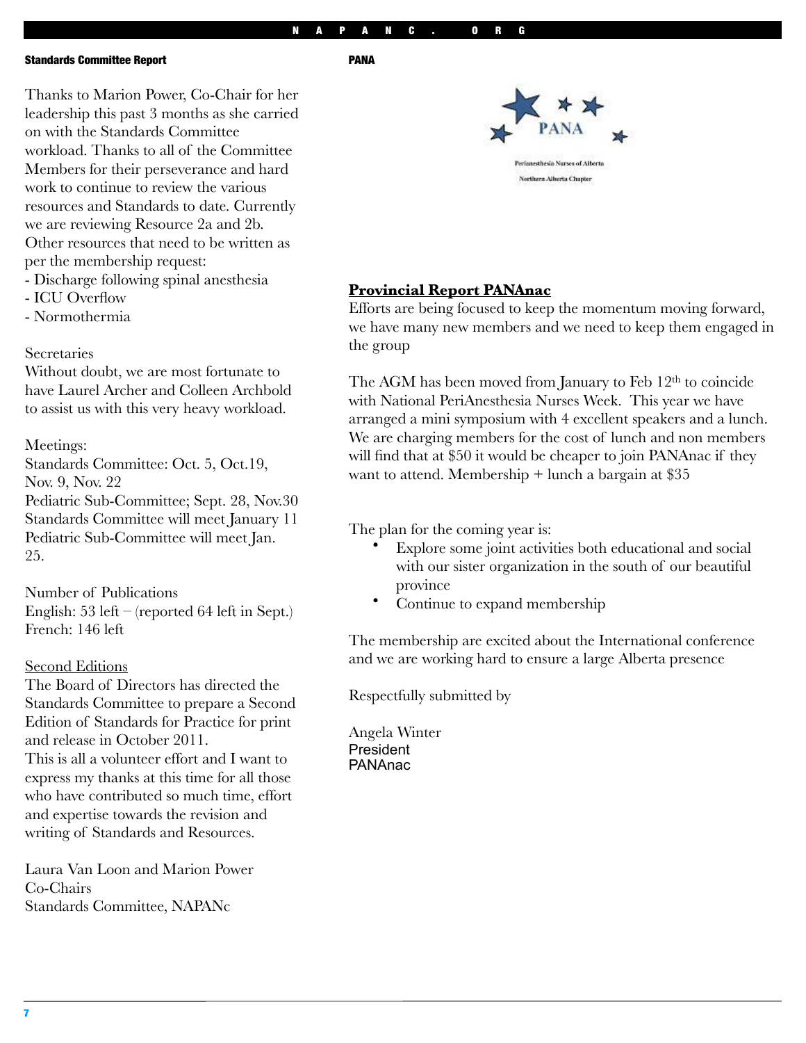## Standards Committee Report

Thanks to Marion Power, Co-Chair for her leadership this past 3 months as she carried on with the Standards Committee workload. Thanks to all of the Committee Members for their perseverance and hard work to continue to review the various resources and Standards to date. Currently we are reviewing Resource 2a and 2b. Other resources that need to be written as per the membership request:

- Discharge following spinal anesthesia
- ICU Overflow
- Normothermia

Secretaries
Without doubt, we are most fortunate to have Laurel Archer and Colleen Archbold to assist us with this very heavy workload.

Meetings:
Standards Committee: Oct. 5, Oct.19, Nov. 9, Nov. 22
Pediatric Sub-Committee; Sept. 28, Nov.30
Standards Committee will meet January 11
Pediatric Sub-Committee will meet Jan. 25.

Number of Publications
English: 53 left – (reported 64 left in Sept.)
French: 146 left

Second Editions
The Board of Directors has directed the Standards Committee to prepare a Second Edition of Standards for Practice for print and release in October 2011.
This is all a volunteer effort and I want to express my thanks at this time for all those who have contributed so much time, effort and expertise towards the revision and writing of Standards and Resources.

Laura Van Loon and Marion Power
Co-Chairs
Standards Committee, NAPANc

## PANA

PANA
Perianesthesia Nurses of Alberta
Northern Alberta Chapter

### Provincial Report PANAnac

Efforts are being focused to keep the momentum moving forward, we have many new members and we need to keep them engaged in the group

The AGM has been moved from January to Feb 12th to coincide with National PeriAnesthesia Nurses Week. This year we have arranged a mini symposium with 4 excellent speakers and a lunch. We are charging members for the cost of lunch and non members will find that at $50 it would be cheaper to join PANAnac if they want to attend. Membership + lunch a bargain at $35

The plan for the coming year is:

- Explore some joint activities both educational and social with our sister organization in the south of our beautiful province
- Continue to expand membership

The membership are excited about the International conference and we are working hard to ensure a large Alberta presence

Respectfully submitted by

Angela Winter
President
PANAnac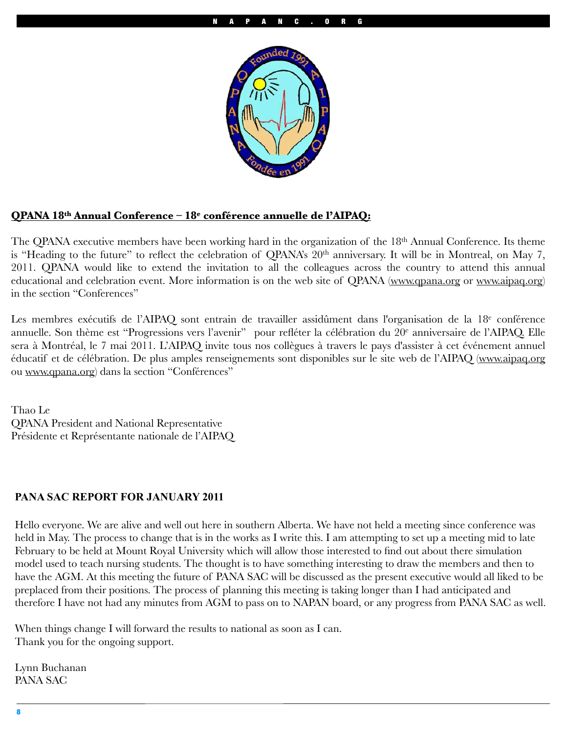## QPANA 18th Annual Conference – 18e conférence annuelle de l'AIPAQ:

The QPANA executive members have been working hard in the organization of the 18th Annual Conference. Its theme is "Heading to the future" to reflect the celebration of QPANA's 20th anniversary. It will be in Montreal, on May 7, 2011. QPANA would like to extend the invitation to all the colleagues across the country to attend this annual educational and celebration event. More information is on the web site of QPANA (www.qpana.org or www.aipaq.org) in the section "Conferences"

Les membres exécutifs de l'AIPAQ sont entrain de travailler assidûment dans l'organisation de la 18e conférence annuelle. Son thème est "Progressions vers l'avenir" pour refléter la célébration du 20e anniversaire de l'AIPAQ. Elle sera à Montréal, le 7 mai 2011. L'AIPAQ invite tous nos collègues à travers le pays d'assister à cet événement annuel éducatif et de célébration. De plus amples renseignements sont disponibles sur le site web de l'AIPAQ (www.aipaq.org ou www.qpana.org) dans la section "Conférences"

Thao Le
QPANA President and National Representative
Présidente et Représentante nationale de l'AIPAQ

## PANA SAC REPORT FOR JANUARY 2011

Hello everyone. We are alive and well out here in southern Alberta. We have not held a meeting since conference was held in May. The process to change that is in the works as I write this. I am attempting to set up a meeting mid to late February to be held at Mount Royal University which will allow those interested to find out about there simulation model used to teach nursing students. The thought is to have something interesting to draw the members and then to have the AGM. At this meeting the future of PANA SAC will be discussed as the present executive would all liked to be preplaced from their positions. The process of planning this meeting is taking longer than I had anticipated and therefore I have not had any minutes from AGM to pass on to NAPAN board, or any progress from PANA SAC as well.

When things change I will forward the results to national as soon as I can.
Thank you for the ongoing support.

Lynn Buchanan
PANA SAC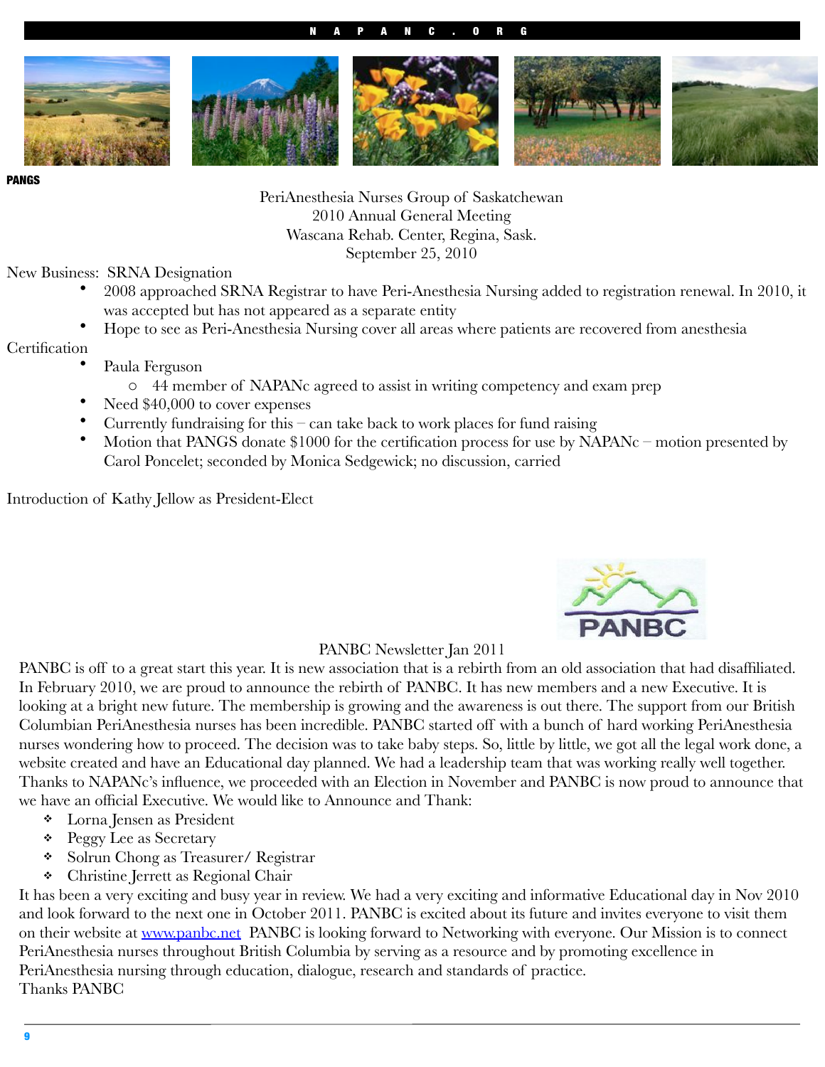**PANGS**

PeriAnesthesia Nurses Group of Saskatchewan
2010 Annual General Meeting
Wascana Rehab. Center, Regina, Sask.
September 25, 2010

New Business: SRNA Designation

- 2008 approached SRNA Registrar to have Peri-Anesthesia Nursing added to registration renewal. In 2010, it was accepted but has not appeared as a separate entity
- Hope to see as Peri-Anesthesia Nursing cover all areas where patients are recovered from anesthesia

Certification

- Paula Ferguson
  - 44 member of NAPANc agreed to assist in writing competency and exam prep
- Need $40,000 to cover expenses
- Currently fundraising for this – can take back to work places for fund raising
- Motion that PANGS donate $1000 for the certification process for use by NAPANc – motion presented by Carol Poncelet; seconded by Monica Sedgewick; no discussion, carried

Introduction of Kathy Jellow as President-Elect

PANBC

PANBC Newsletter Jan 2011

PANBC is off to a great start this year. It is new association that is a rebirth from an old association that had disaffiliated. In February 2010, we are proud to announce the rebirth of PANBC. It has new members and a new Executive. It is looking at a bright new future. The membership is growing and the awareness is out there. The support from our British Columbian PeriAnesthesia nurses has been incredible. PANBC started off with a bunch of hard working PeriAnesthesia nurses wondering how to proceed. The decision was to take baby steps. So, little by little, we got all the legal work done, a website created and have an Educational day planned. We had a leadership team that was working really well together. Thanks to NAPANc's influence, we proceeded with an Election in November and PANBC is now proud to announce that we have an official Executive. We would like to Announce and Thank:

- Lorna Jensen as President
- Peggy Lee as Secretary
- Solrun Chong as Treasurer/ Registrar
- Christine Jerrett as Regional Chair

It has been a very exciting and busy year in review. We had a very exciting and informative Educational day in Nov 2010 and look forward to the next one in October 2011. PANBC is excited about its future and invites everyone to visit them on their website at www.panbc.net PANBC is looking forward to Networking with everyone. Our Mission is to connect PeriAnesthesia nurses throughout British Columbia by serving as a resource and by promoting excellence in PeriAnesthesia nursing through education, dialogue, research and standards of practice.
Thanks PANBC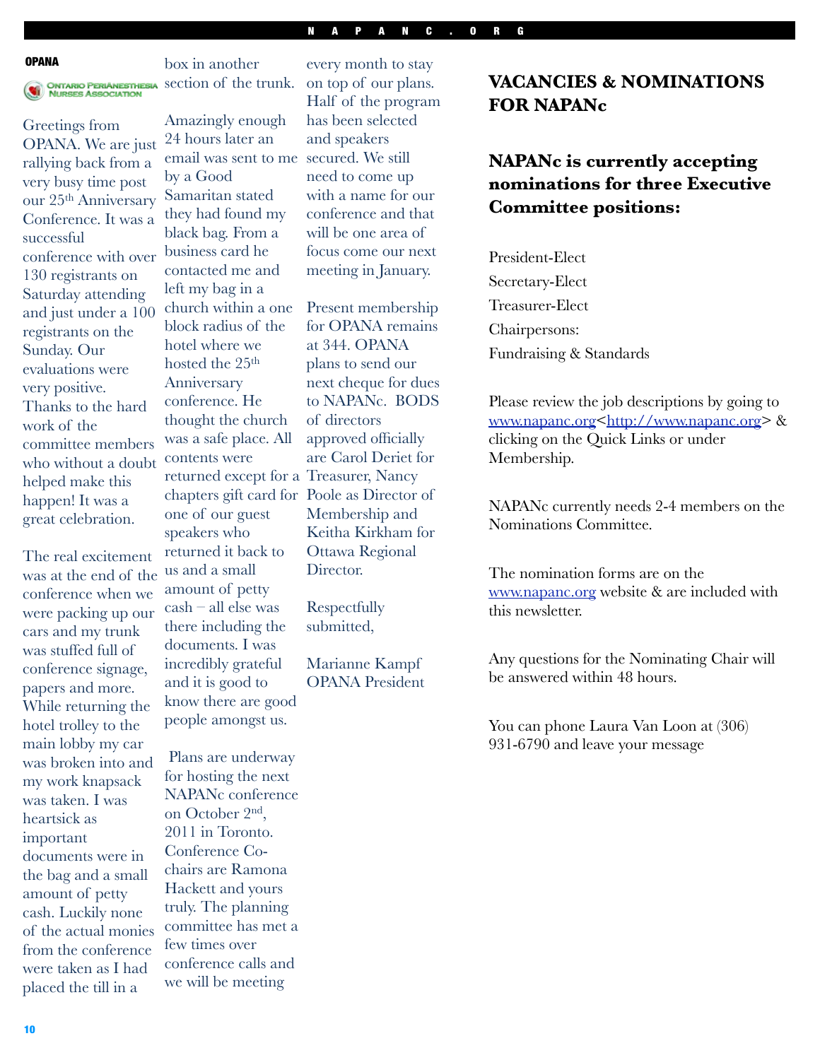## OPANA

Ontario PeriAnesthesia Nurses Association

Greetings from OPANA. We are just rallying back from a very busy time post our 25th Anniversary Conference. It was a successful conference with over 130 registrants on Saturday attending and just under a 100 registrants on the Sunday. Our evaluations were very positive. Thanks to the hard work of the committee members who without a doubt helped make this happen! It was a great celebration.

The real excitement was at the end of the conference when we were packing up our cars and my trunk was stuffed full of conference signage, papers and more. While returning the hotel trolley to the main lobby my car was broken into and my work knapsack was taken. I was heartsick as important documents were in the bag and a small amount of petty cash. Luckily none of the actual monies from the conference were taken as I had placed the till in a box in another section of the trunk.

Amazingly enough 24 hours later an email was sent to me by a Good Samaritan stated they had found my black bag. From a business card he contacted me and left my bag in a church within a one block radius of the hotel where we hosted the 25th Anniversary conference. He thought the church was a safe place. All contents were returned except for a chapters gift card for one of our guest speakers who returned it back to us and a small amount of petty cash – all else was there including the documents. I was incredibly grateful and it is good to know there are good people amongst us.

Plans are underway for hosting the next NAPANc conference on October 2nd, 2011 in Toronto. Conference Co-chairs are Ramona Hackett and yours truly. The planning committee has met a few times over conference calls and we will be meeting every month to stay on top of our plans. Half of the program has been selected and speakers secured. We still need to come up with a name for our conference and that will be one area of focus come our next meeting in January.

Present membership for OPANA remains at 344. OPANA plans to send our next cheque for dues to NAPANc. BODS of directors approved officially are Carol Deriet for Treasurer, Nancy Poole as Director of Membership and Keitha Kirkham for Ottawa Regional Director.

Respectfully submitted,

Marianne Kampf
OPANA President

## VACANCIES & NOMINATIONS FOR NAPANc

### NAPANc is currently accepting nominations for three Executive Committee positions:

President-Elect
Secretary-Elect
Treasurer-Elect
Chairpersons:
Fundraising & Standards

Please review the job descriptions by going to www.napanc.org<http://www.napanc.org> & clicking on the Quick Links or under Membership.

NAPANc currently needs 2-4 members on the Nominations Committee.

The nomination forms are on the www.napanc.org website & are included with this newsletter.

Any questions for the Nominating Chair will be answered within 48 hours.

You can phone Laura Van Loon at (306) 931-6790 and leave your message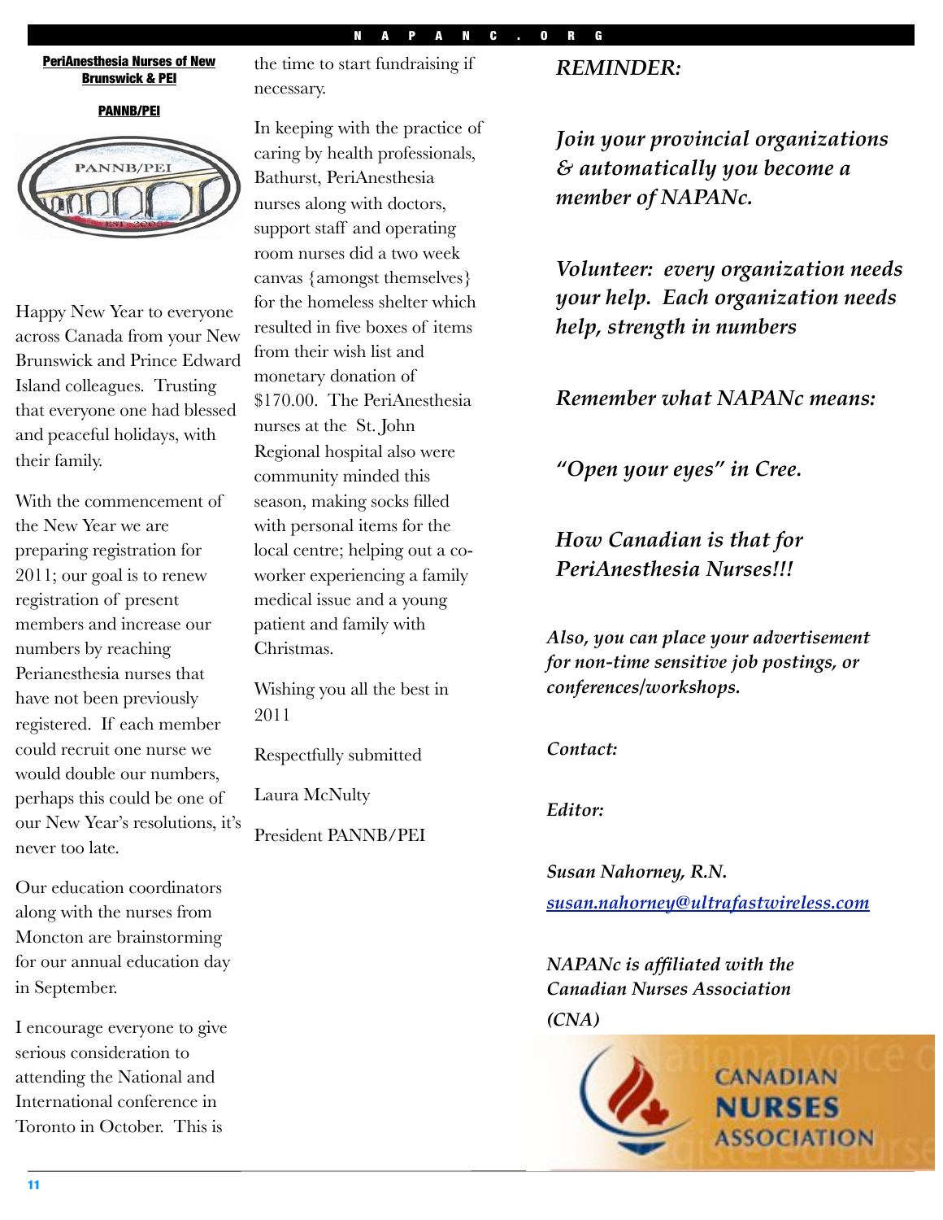**PeriAnesthesia Nurses of New Brunswick & PEI**

**PANNB/PEI**

Happy New Year to everyone across Canada from your New Brunswick and Prince Edward Island colleagues. Trusting that everyone one had blessed and peaceful holidays, with their family.

With the commencement of the New Year we are preparing registration for 2011; our goal is to renew registration of present members and increase our numbers by reaching Perianesthesia nurses that have not been previously registered. If each member could recruit one nurse we would double our numbers, perhaps this could be one of our New Year's resolutions, it's never too late.

Our education coordinators along with the nurses from Moncton are brainstorming for our annual education day in September.

I encourage everyone to give serious consideration to attending the National and International conference in Toronto in October. This is the time to start fundraising if necessary.

In keeping with the practice of caring by health professionals, Bathurst, PeriAnesthesia nurses along with doctors, support staff and operating room nurses did a two week canvas {amongst themselves} for the homeless shelter which resulted in five boxes of items from their wish list and monetary donation of $170.00. The PeriAnesthesia nurses at the St. John Regional hospital also were community minded this season, making socks filled with personal items for the local centre; helping out a co-worker experiencing a family medical issue and a young patient and family with Christmas.

Wishing you all the best in 2011

Respectfully submitted

Laura McNulty

President PANNB/PEI

***REMINDER:***

***Join your provincial organizations & automatically you become a member of NAPANc.***

***Volunteer: every organization needs your help. Each organization needs help, strength in numbers***

***Remember what NAPANc means:***

***"Open your eyes" in Cree.***

***How Canadian is that for PeriAnesthesia Nurses!!!***

***Also, you can place your advertisement for non-time sensitive job postings, or conferences/workshops.***

***Contact:***

***Editor:***

***Susan Nahorney, R.N.***

***susan.nahorney@ultrafastwireless.com***

***NAPANc is affiliated with the Canadian Nurses Association (CNA)***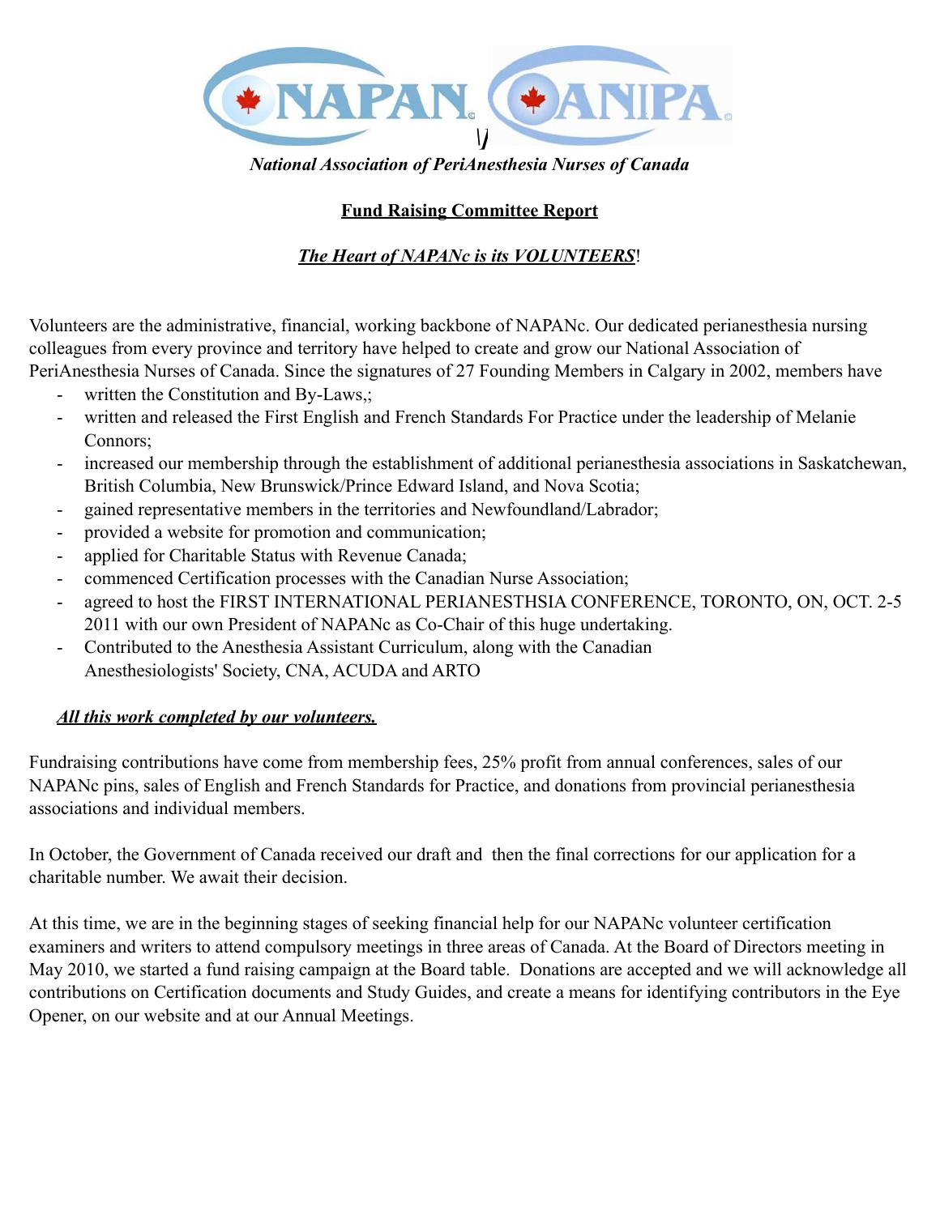NAPAN ANIPA

*National Association of PeriAnesthesia Nurses of Canada*

## Fund Raising Committee Report

***The Heart of NAPANc is its VOLUNTEERS!***

Volunteers are the administrative, financial, working backbone of NAPANc. Our dedicated perianesthesia nursing colleagues from every province and territory have helped to create and grow our National Association of PeriAnesthesia Nurses of Canada. Since the signatures of 27 Founding Members in Calgary in 2002, members have

- written the Constitution and By-Laws,;
- written and released the First English and French Standards For Practice under the leadership of Melanie Connors;
- increased our membership through the establishment of additional perianesthesia associations in Saskatchewan, British Columbia, New Brunswick/Prince Edward Island, and Nova Scotia;
- gained representative members in the territories and Newfoundland/Labrador;
- provided a website for promotion and communication;
- applied for Charitable Status with Revenue Canada;
- commenced Certification processes with the Canadian Nurse Association;
- agreed to host the FIRST INTERNATIONAL PERIANESTHSIA CONFERENCE, TORONTO, ON, OCT. 2-5 2011 with our own President of NAPANc as Co-Chair of this huge undertaking.
- Contributed to the Anesthesia Assistant Curriculum, along with the Canadian Anesthesiologists' Society, CNA, ACUDA and ARTO

***All this work completed by our volunteers.***

Fundraising contributions have come from membership fees, 25% profit from annual conferences, sales of our NAPANc pins, sales of English and French Standards for Practice, and donations from provincial perianesthesia associations and individual members.

In October, the Government of Canada received our draft and then the final corrections for our application for a charitable number. We await their decision.

At this time, we are in the beginning stages of seeking financial help for our NAPANc volunteer certification examiners and writers to attend compulsory meetings in three areas of Canada. At the Board of Directors meeting in May 2010, we started a fund raising campaign at the Board table. Donations are accepted and we will acknowledge all contributions on Certification documents and Study Guides, and create a means for identifying contributors in the Eye Opener, on our website and at our Annual Meetings.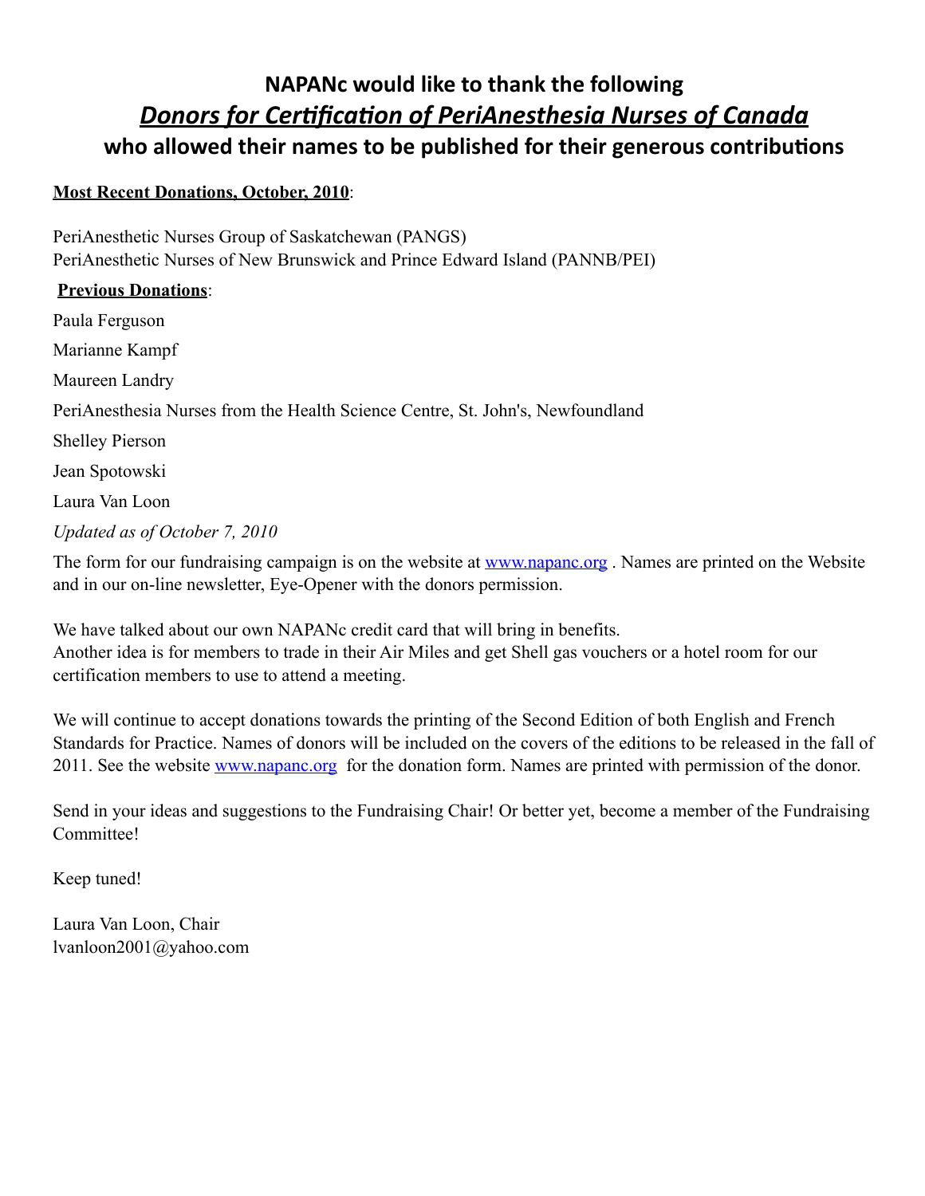# NAPANc would like to thank the following
## ***Donors for Certification of PeriAnesthesia Nurses of Canada***
### who allowed their names to be published for their generous contributions

**Most Recent Donations, October, 2010**:

PeriAnesthetic Nurses Group of Saskatchewan (PANGS)
PeriAnesthetic Nurses of New Brunswick and Prince Edward Island (PANNB/PEI)

**Previous Donations**:

Paula Ferguson

Marianne Kampf

Maureen Landry

PeriAnesthesia Nurses from the Health Science Centre, St. John's, Newfoundland

Shelley Pierson

Jean Spotowski

Laura Van Loon

*Updated as of October 7, 2010*

The form for our fundraising campaign is on the website at www.napanc.org . Names are printed on the Website and in our on-line newsletter, Eye-Opener with the donors permission.

We have talked about our own NAPANc credit card that will bring in benefits.
Another idea is for members to trade in their Air Miles and get Shell gas vouchers or a hotel room for our certification members to use to attend a meeting.

We will continue to accept donations towards the printing of the Second Edition of both English and French Standards for Practice. Names of donors will be included on the covers of the editions to be released in the fall of 2011. See the website www.napanc.org for the donation form. Names are printed with permission of the donor.

Send in your ideas and suggestions to the Fundraising Chair! Or better yet, become a member of the Fundraising Committee!

Keep tuned!

Laura Van Loon, Chair
lvanloon2001@yahoo.com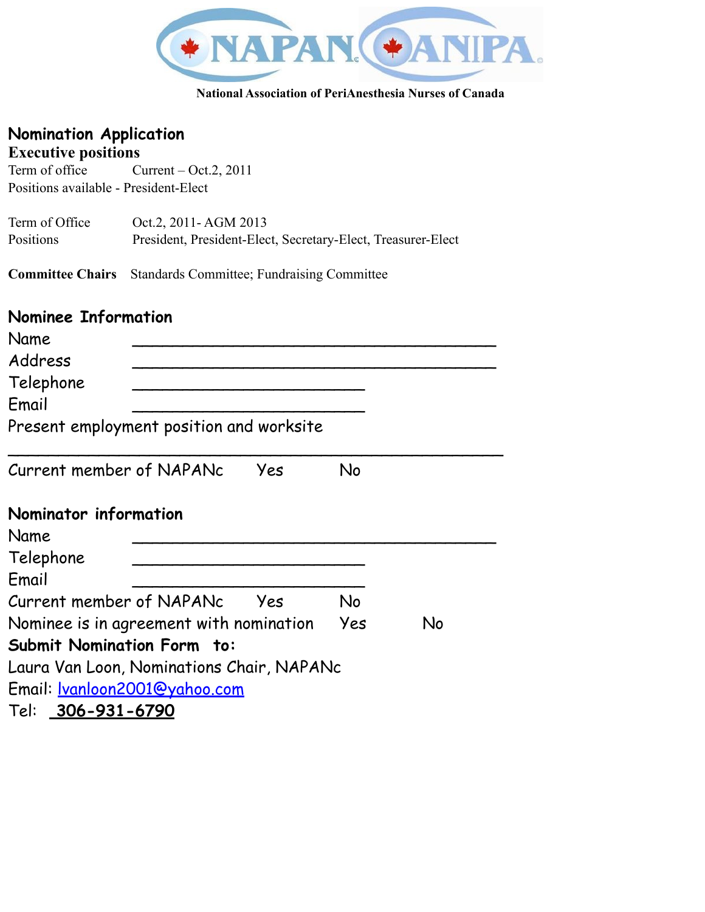National Association of PeriAnesthesia Nurses of Canada

## Nomination Application

**Executive positions**

Term of office Current – Oct.2, 2011

Positions available - President-Elect

Term of Office Oct.2, 2011- AGM 2013

Positions President, President-Elect, Secretary-Elect, Treasurer-Elect

**Committee Chairs** Standards Committee; Fundraising Committee

## Nominee Information

Name ____________________________________

Address ____________________________________

Telephone ________________________

Email ________________________

Present employment position and worksite

__________________________________________________

Current member of NAPANc Yes No

## Nominator information

Name ____________________________________

Telephone ________________________

Email ________________________

Current member of NAPANc Yes No

Nominee is in agreement with nomination Yes No

**Submit Nomination Form to:**

Laura Van Loon, Nominations Chair, NAPANc

Email: lvanloon2001@yahoo.com

Tel: **306-931-6790**